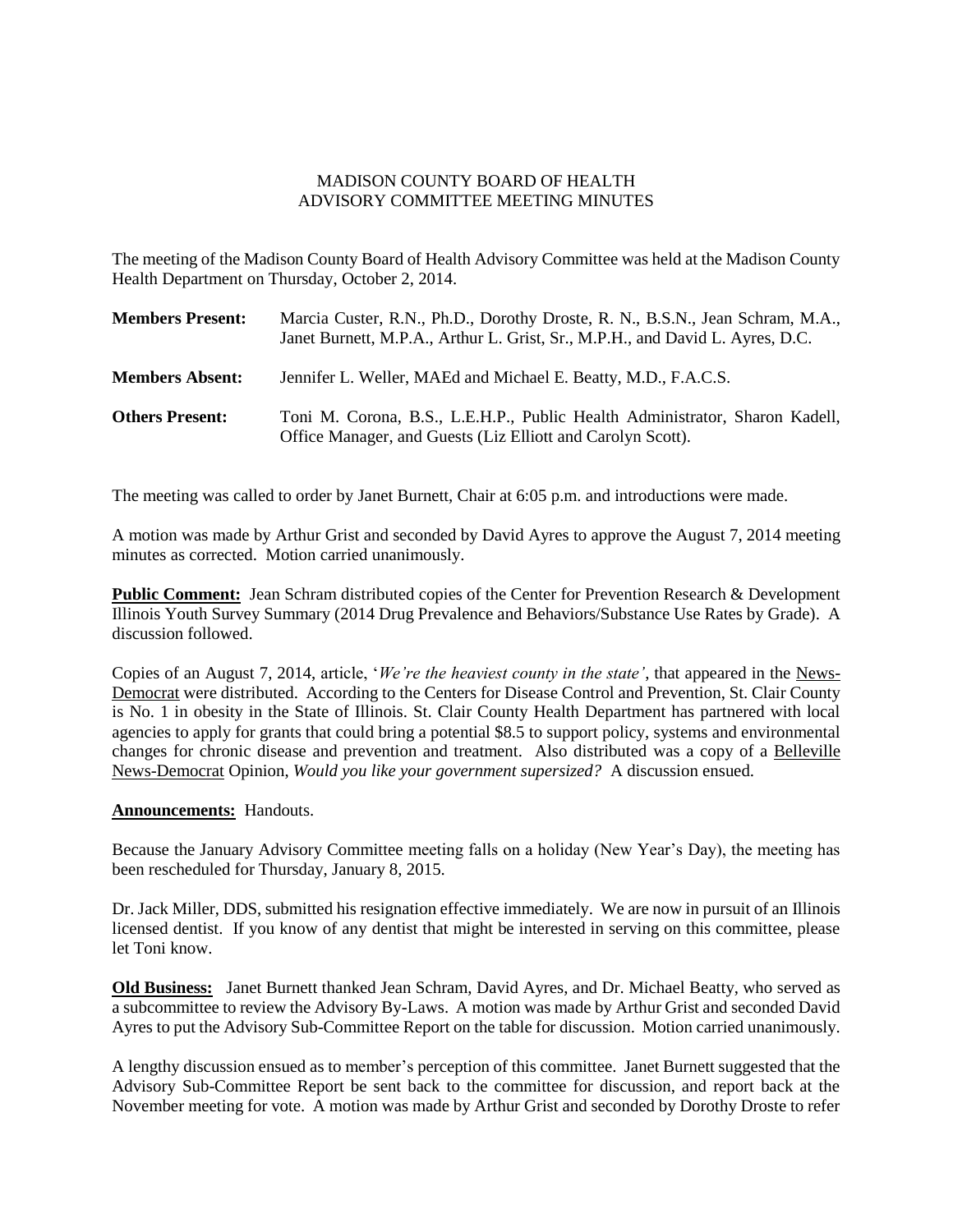MADISON COUNTY BOARD OF HEALTH
ADVISORY COMMITTEE MEETING MINUTES

The meeting of the Madison County Board of Health Advisory Committee was held at the Madison County Health Department on Thursday, October 2, 2014.

**Members Present:** Marcia Custer, R.N., Ph.D., Dorothy Droste, R. N., B.S.N., Jean Schram, M.A., Janet Burnett, M.P.A., Arthur L. Grist, Sr., M.P.H., and David L. Ayres, D.C.

**Members Absent:** Jennifer L. Weller, MAEd and Michael E. Beatty, M.D., F.A.C.S.

**Others Present:** Toni M. Corona, B.S., L.E.H.P., Public Health Administrator, Sharon Kadell, Office Manager, and Guests (Liz Elliott and Carolyn Scott).

The meeting was called to order by Janet Burnett, Chair at 6:05 p.m. and introductions were made.

A motion was made by Arthur Grist and seconded by David Ayres to approve the August 7, 2014 meeting minutes as corrected. Motion carried unanimously.

**Public Comment:** Jean Schram distributed copies of the Center for Prevention Research & Development Illinois Youth Survey Summary (2014 Drug Prevalence and Behaviors/Substance Use Rates by Grade). A discussion followed.

Copies of an August 7, 2014, article, '*We're the heaviest county in the state'*, that appeared in the News-Democrat were distributed. According to the Centers for Disease Control and Prevention, St. Clair County is No. 1 in obesity in the State of Illinois. St. Clair County Health Department has partnered with local agencies to apply for grants that could bring a potential $8.5 to support policy, systems and environmental changes for chronic disease and prevention and treatment. Also distributed was a copy of a Belleville News-Democrat Opinion, *Would you like your government supersized?* A discussion ensued.

**Announcements:** Handouts.

Because the January Advisory Committee meeting falls on a holiday (New Year's Day), the meeting has been rescheduled for Thursday, January 8, 2015.

Dr. Jack Miller, DDS, submitted his resignation effective immediately. We are now in pursuit of an Illinois licensed dentist. If you know of any dentist that might be interested in serving on this committee, please let Toni know.

**Old Business:** Janet Burnett thanked Jean Schram, David Ayres, and Dr. Michael Beatty, who served as a subcommittee to review the Advisory By-Laws. A motion was made by Arthur Grist and seconded David Ayres to put the Advisory Sub-Committee Report on the table for discussion. Motion carried unanimously.

A lengthy discussion ensued as to member's perception of this committee. Janet Burnett suggested that the Advisory Sub-Committee Report be sent back to the committee for discussion, and report back at the November meeting for vote. A motion was made by Arthur Grist and seconded by Dorothy Droste to refer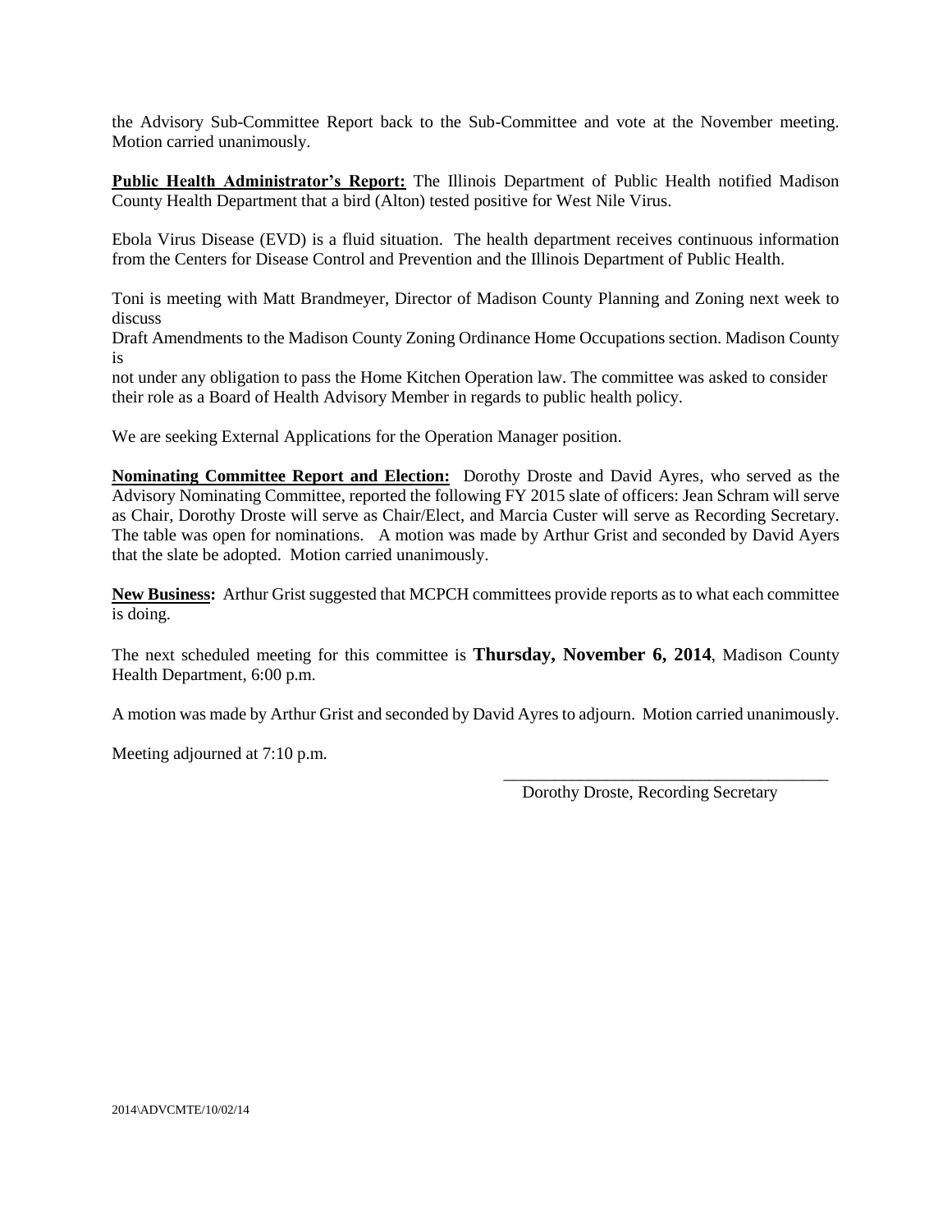the Advisory Sub-Committee Report back to the Sub-Committee and vote at the November meeting. Motion carried unanimously.

**Public Health Administrator's Report:** The Illinois Department of Public Health notified Madison County Health Department that a bird (Alton) tested positive for West Nile Virus.

Ebola Virus Disease (EVD) is a fluid situation. The health department receives continuous information from the Centers for Disease Control and Prevention and the Illinois Department of Public Health.

Toni is meeting with Matt Brandmeyer, Director of Madison County Planning and Zoning next week to discuss
Draft Amendments to the Madison County Zoning Ordinance Home Occupations section. Madison County is
not under any obligation to pass the Home Kitchen Operation law. The committee was asked to consider their role as a Board of Health Advisory Member in regards to public health policy.

We are seeking External Applications for the Operation Manager position.

**Nominating Committee Report and Election:** Dorothy Droste and David Ayres, who served as the Advisory Nominating Committee, reported the following FY 2015 slate of officers: Jean Schram will serve as Chair, Dorothy Droste will serve as Chair/Elect, and Marcia Custer will serve as Recording Secretary. The table was open for nominations. A motion was made by Arthur Grist and seconded by David Ayers that the slate be adopted. Motion carried unanimously.

**New Business:** Arthur Grist suggested that MCPCH committees provide reports as to what each committee is doing.

The next scheduled meeting for this committee is **Thursday, November 6, 2014**, Madison County Health Department, 6:00 p.m.

A motion was made by Arthur Grist and seconded by David Ayres to adjourn. Motion carried unanimously.

Meeting adjourned at 7:10 p.m.

\_\_\_\_\_\_\_\_\_\_\_\_\_\_\_\_\_\_\_\_\_\_\_\_\_\_\_\_\_\_\_\_\_\_\_\_\_\_\_

Dorothy Droste, Recording Secretary

2014\ADVCMTE/10/02/14